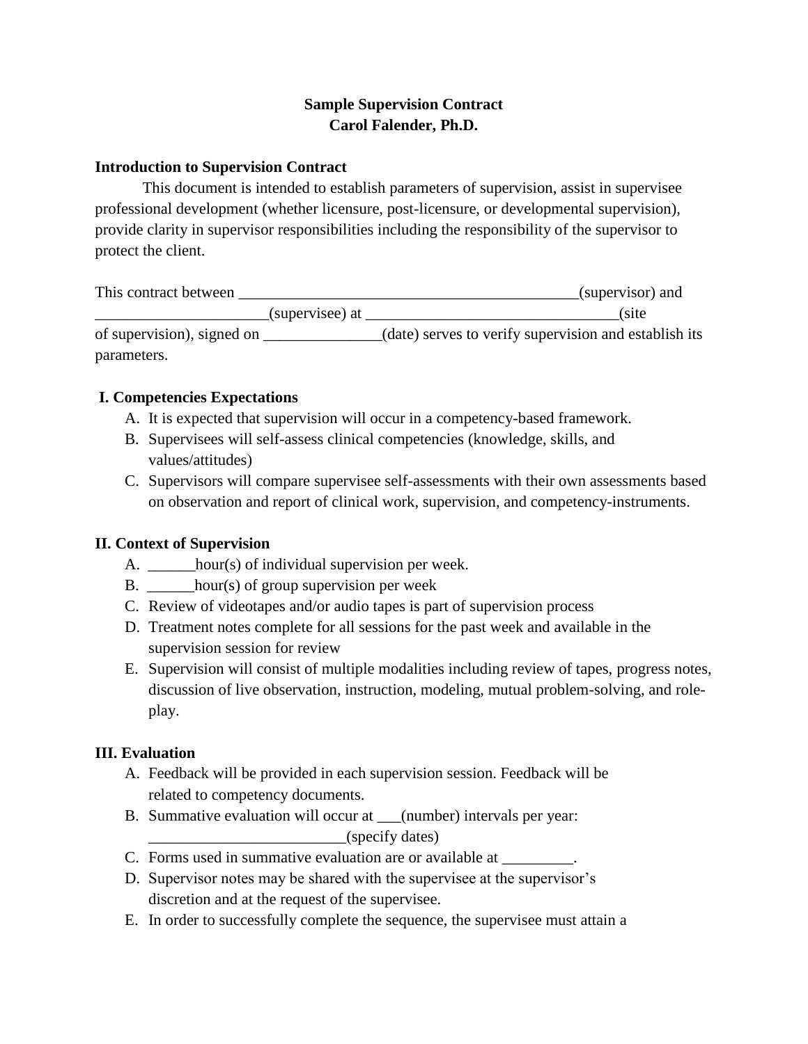# Sample Supervision Contract
## Carol Falender, Ph.D.

### Introduction to Supervision Contract

This document is intended to establish parameters of supervision, assist in supervisee professional development (whether licensure, post-licensure, or developmental supervision), provide clarity in supervisor responsibilities including the responsibility of the supervisor to protect the client.

This contract between ____________________________________________(supervisor) and ______________________(supervisee) at ________________________________(site of supervision), signed on _______________(date) serves to verify supervision and establish its parameters.

### I. Competencies Expectations

A. It is expected that supervision will occur in a competency-based framework.

B. Supervisees will self-assess clinical competencies (knowledge, skills, and values/attitudes)

C. Supervisors will compare supervisee self-assessments with their own assessments based on observation and report of clinical work, supervision, and competency-instruments.

### II. Context of Supervision

A. ______hour(s) of individual supervision per week.

B. ______hour(s) of group supervision per week

C. Review of videotapes and/or audio tapes is part of supervision process

D. Treatment notes complete for all sessions for the past week and available in the supervision session for review

E. Supervision will consist of multiple modalities including review of tapes, progress notes, discussion of live observation, instruction, modeling, mutual problem-solving, and role-play.

### III. Evaluation

A. Feedback will be provided in each supervision session. Feedback will be related to competency documents.

B. Summative evaluation will occur at ___(number) intervals per year: _________________________(specify dates)

C. Forms used in summative evaluation are or available at _________.

D. Supervisor notes may be shared with the supervisee at the supervisor's discretion and at the request of the supervisee.

E. In order to successfully complete the sequence, the supervisee must attain a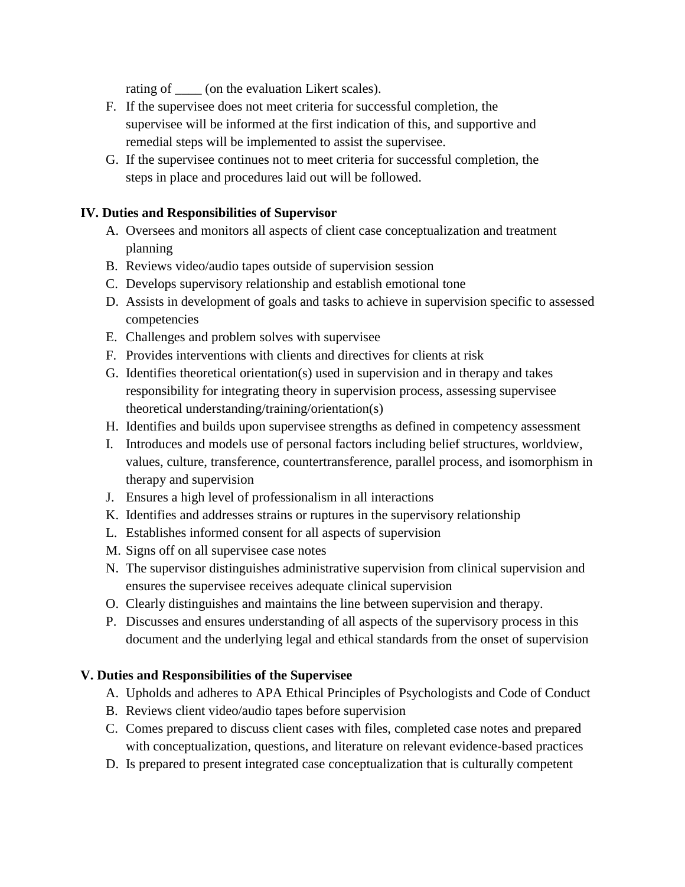rating of ____ (on the evaluation Likert scales).

F. If the supervisee does not meet criteria for successful completion, the supervisee will be informed at the first indication of this, and supportive and remedial steps will be implemented to assist the supervisee.
G. If the supervisee continues not to meet criteria for successful completion, the steps in place and procedures laid out will be followed.

**IV. Duties and Responsibilities of Supervisor**

A. Oversees and monitors all aspects of client case conceptualization and treatment planning
B. Reviews video/audio tapes outside of supervision session
C. Develops supervisory relationship and establish emotional tone
D. Assists in development of goals and tasks to achieve in supervision specific to assessed competencies
E. Challenges and problem solves with supervisee
F. Provides interventions with clients and directives for clients at risk
G. Identifies theoretical orientation(s) used in supervision and in therapy and takes responsibility for integrating theory in supervision process, assessing supervisee theoretical understanding/training/orientation(s)
H. Identifies and builds upon supervisee strengths as defined in competency assessment
I. Introduces and models use of personal factors including belief structures, worldview, values, culture, transference, countertransference, parallel process, and isomorphism in therapy and supervision
J. Ensures a high level of professionalism in all interactions
K. Identifies and addresses strains or ruptures in the supervisory relationship
L. Establishes informed consent for all aspects of supervision
M. Signs off on all supervisee case notes
N. The supervisor distinguishes administrative supervision from clinical supervision and ensures the supervisee receives adequate clinical supervision
O. Clearly distinguishes and maintains the line between supervision and therapy.
P. Discusses and ensures understanding of all aspects of the supervisory process in this document and the underlying legal and ethical standards from the onset of supervision

**V. Duties and Responsibilities of the Supervisee**

A. Upholds and adheres to APA Ethical Principles of Psychologists and Code of Conduct
B. Reviews client video/audio tapes before supervision
C. Comes prepared to discuss client cases with files, completed case notes and prepared with conceptualization, questions, and literature on relevant evidence-based practices
D. Is prepared to present integrated case conceptualization that is culturally competent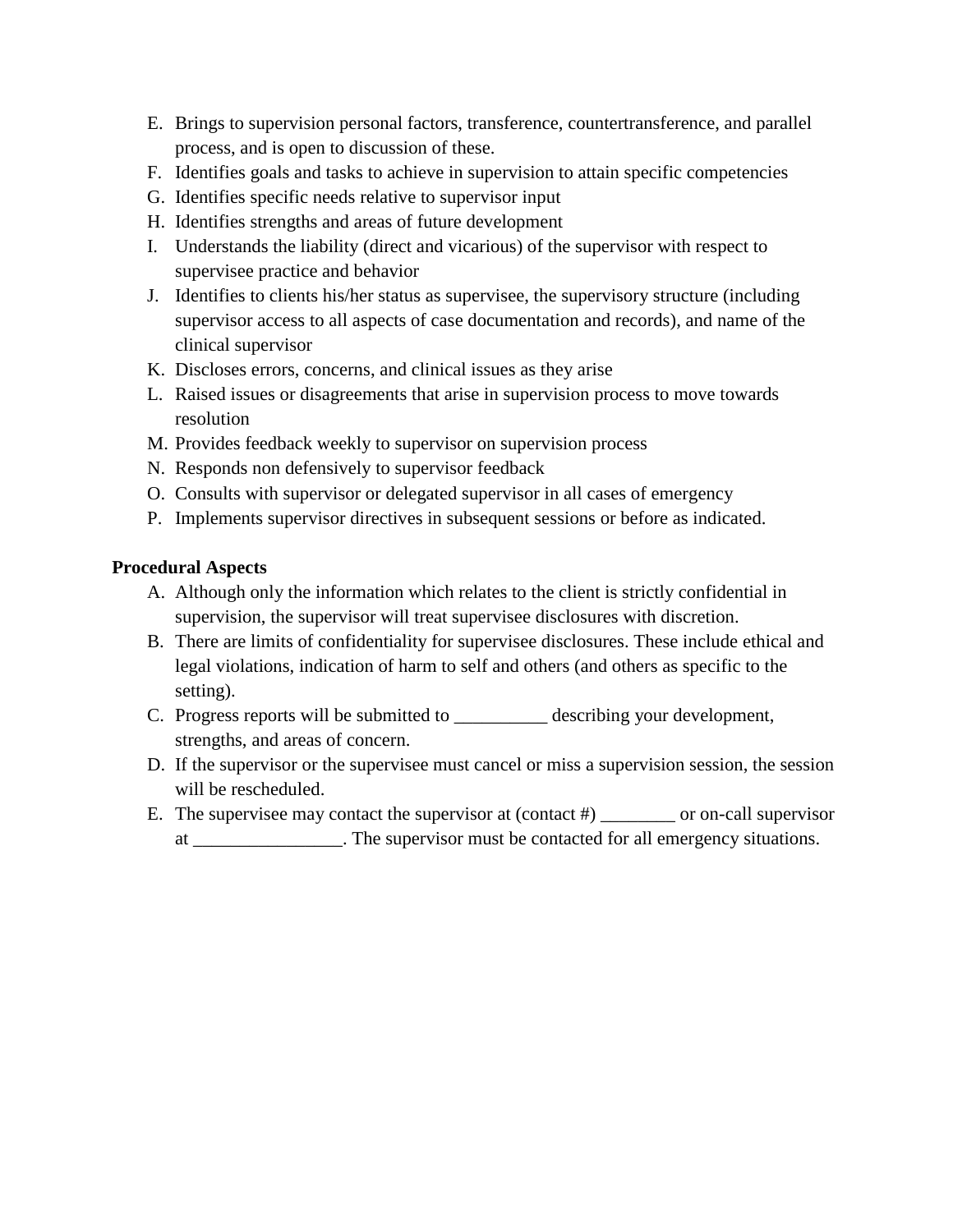E. Brings to supervision personal factors, transference, countertransference, and parallel process, and is open to discussion of these.
F. Identifies goals and tasks to achieve in supervision to attain specific competencies
G. Identifies specific needs relative to supervisor input
H. Identifies strengths and areas of future development
I. Understands the liability (direct and vicarious) of the supervisor with respect to supervisee practice and behavior
J. Identifies to clients his/her status as supervisee, the supervisory structure (including supervisor access to all aspects of case documentation and records), and name of the clinical supervisor
K. Discloses errors, concerns, and clinical issues as they arise
L. Raised issues or disagreements that arise in supervision process to move towards resolution
M. Provides feedback weekly to supervisor on supervision process
N. Responds non defensively to supervisor feedback
O. Consults with supervisor or delegated supervisor in all cases of emergency
P. Implements supervisor directives in subsequent sessions or before as indicated.

**Procedural Aspects**

A. Although only the information which relates to the client is strictly confidential in supervision, the supervisor will treat supervisee disclosures with discretion.
B. There are limits of confidentiality for supervisee disclosures. These include ethical and legal violations, indication of harm to self and others (and others as specific to the setting).
C. Progress reports will be submitted to __________ describing your development, strengths, and areas of concern.
D. If the supervisor or the supervisee must cancel or miss a supervision session, the session will be rescheduled.
E. The supervisee may contact the supervisor at (contact #) ________ or on-call supervisor at ________________. The supervisor must be contacted for all emergency situations.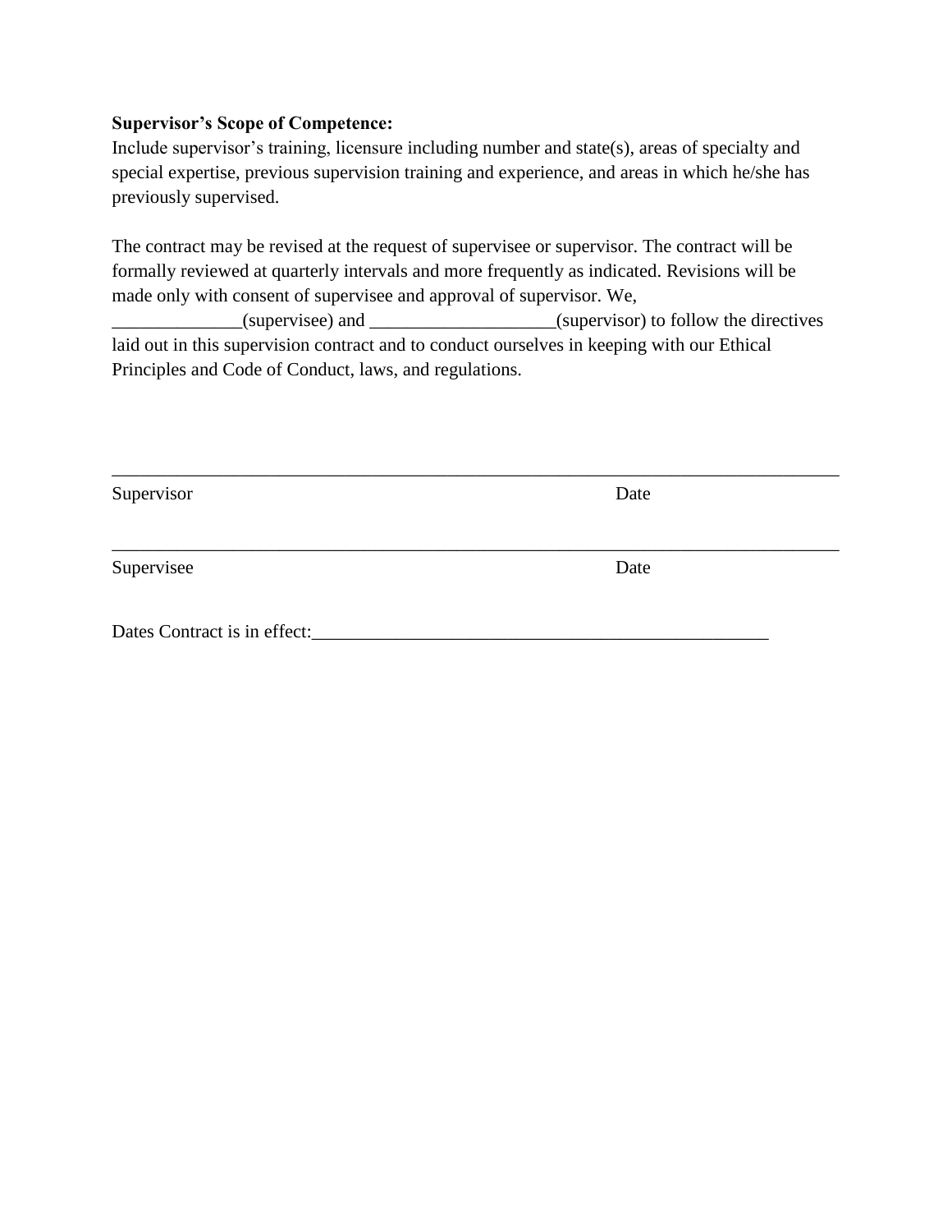**Supervisor's Scope of Competence:**
Include supervisor's training, licensure including number and state(s), areas of specialty and special expertise, previous supervision training and experience, and areas in which he/she has previously supervised.

The contract may be revised at the request of supervisee or supervisor. The contract will be formally reviewed at quarterly intervals and more frequently as indicated. Revisions will be made only with consent of supervisee and approval of supervisor. We, ______________(supervisee) and ____________________(supervisor) to follow the directives laid out in this supervision contract and to conduct ourselves in keeping with our Ethical Principles and Code of Conduct, laws, and regulations.

________________________________________________________________________________

Supervisor                                                                                    Date

________________________________________________________________________________

Supervisee                                                                                    Date

Dates Contract is in effect:____________________________________________________